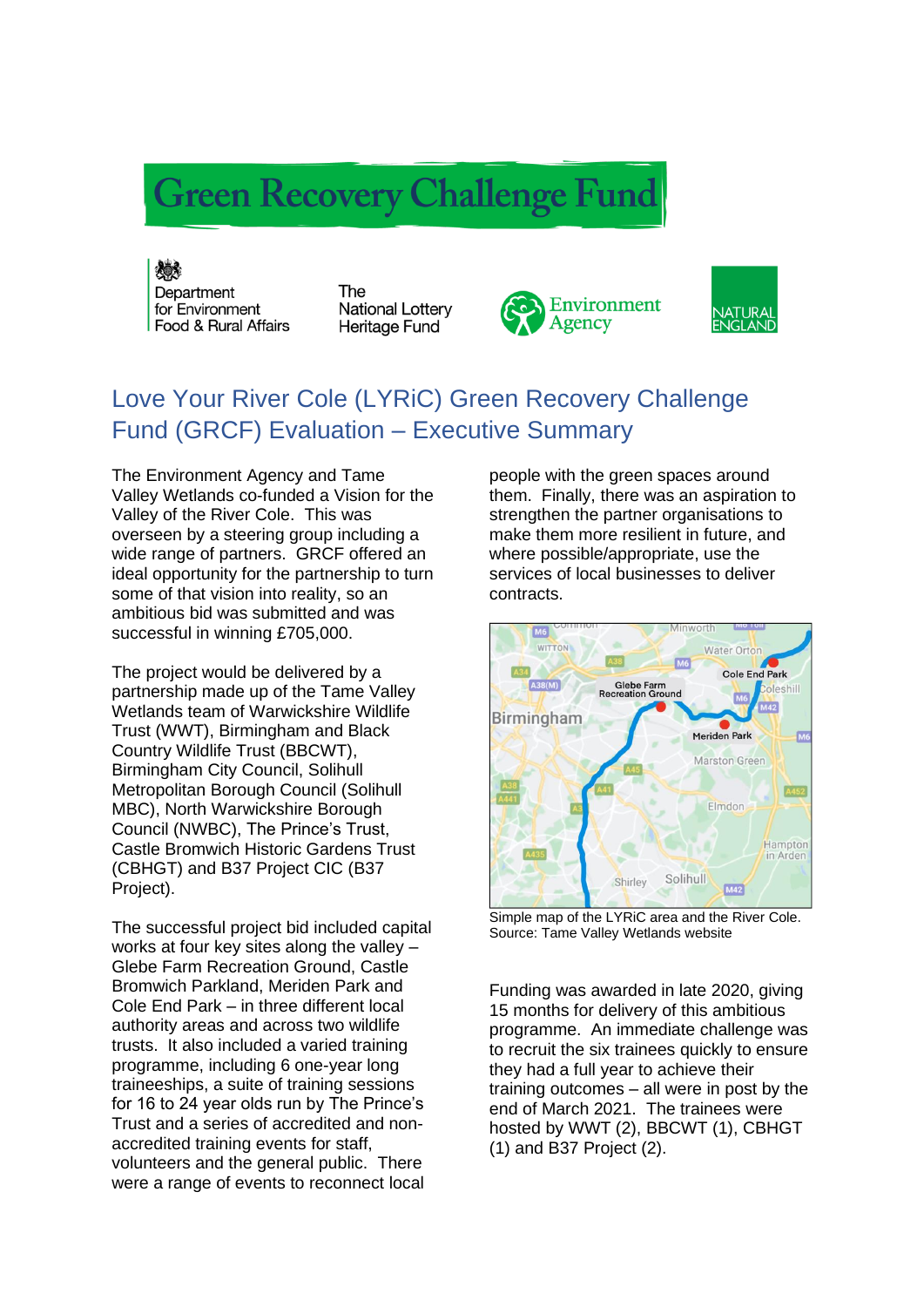# Green Recovery Challenge Fund

Department for Environment Food & Rural Affairs

The National Lottery Heritage Fund

Environment Agency

NATURAL ENGLAND

## Love Your River Cole (LYRiC) Green Recovery Challenge Fund (GRCF) Evaluation – Executive Summary

The Environment Agency and Tame Valley Wetlands co-funded a Vision for the Valley of the River Cole. This was overseen by a steering group including a wide range of partners. GRCF offered an ideal opportunity for the partnership to turn some of that vision into reality, so an ambitious bid was submitted and was successful in winning £705,000.

The project would be delivered by a partnership made up of the Tame Valley Wetlands team of Warwickshire Wildlife Trust (WWT), Birmingham and Black Country Wildlife Trust (BBCWT), Birmingham City Council, Solihull Metropolitan Borough Council (Solihull MBC), North Warwickshire Borough Council (NWBC), The Prince's Trust, Castle Bromwich Historic Gardens Trust (CBHGT) and B37 Project CIC (B37 Project).

The successful project bid included capital works at four key sites along the valley – Glebe Farm Recreation Ground, Castle Bromwich Parkland, Meriden Park and Cole End Park – in three different local authority areas and across two wildlife trusts. It also included a varied training programme, including 6 one-year long traineeships, a suite of training sessions for 16 to 24 year olds run by The Prince's Trust and a series of accredited and non-accredited training events for staff, volunteers and the general public. There were a range of events to reconnect local people with the green spaces around them. Finally, there was an aspiration to strengthen the partner organisations to make them more resilient in future, and where possible/appropriate, use the services of local businesses to deliver contracts.

Simple map of the LYRiC area and the River Cole. Source: Tame Valley Wetlands website

Funding was awarded in late 2020, giving 15 months for delivery of this ambitious programme. An immediate challenge was to recruit the six trainees quickly to ensure they had a full year to achieve their training outcomes – all were in post by the end of March 2021. The trainees were hosted by WWT (2), BBCWT (1), CBHGT (1) and B37 Project (2).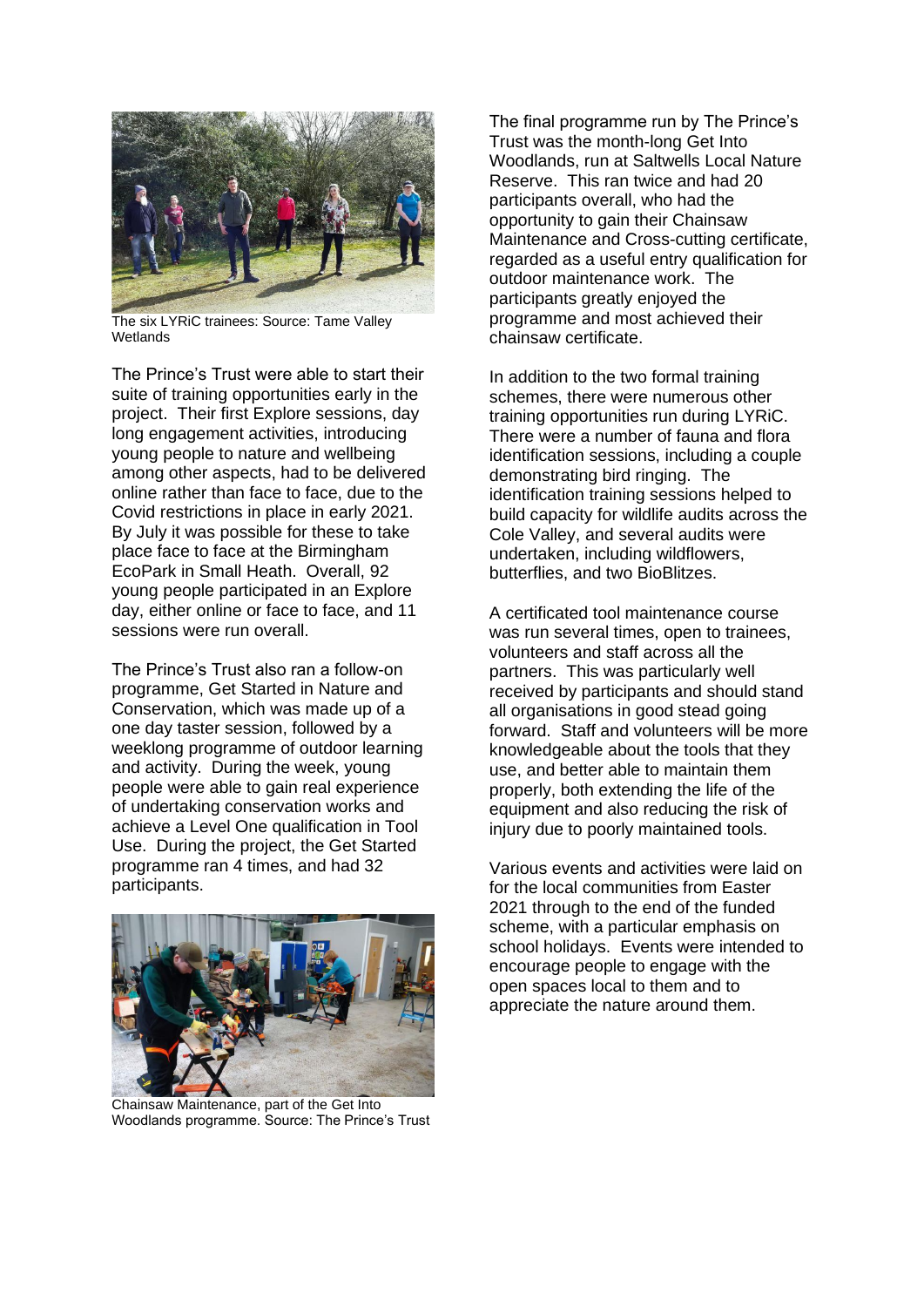The six LYRiC trainees: Source: Tame Valley Wetlands

The Prince's Trust were able to start their suite of training opportunities early in the project. Their first Explore sessions, day long engagement activities, introducing young people to nature and wellbeing among other aspects, had to be delivered online rather than face to face, due to the Covid restrictions in place in early 2021. By July it was possible for these to take place face to face at the Birmingham EcoPark in Small Heath. Overall, 92 young people participated in an Explore day, either online or face to face, and 11 sessions were run overall.

The Prince's Trust also ran a follow-on programme, Get Started in Nature and Conservation, which was made up of a one day taster session, followed by a weeklong programme of outdoor learning and activity. During the week, young people were able to gain real experience of undertaking conservation works and achieve a Level One qualification in Tool Use. During the project, the Get Started programme ran 4 times, and had 32 participants.

Chainsaw Maintenance, part of the Get Into Woodlands programme. Source: The Prince's Trust

The final programme run by The Prince's Trust was the month-long Get Into Woodlands, run at Saltwells Local Nature Reserve. This ran twice and had 20 participants overall, who had the opportunity to gain their Chainsaw Maintenance and Cross-cutting certificate, regarded as a useful entry qualification for outdoor maintenance work. The participants greatly enjoyed the programme and most achieved their chainsaw certificate.

In addition to the two formal training schemes, there were numerous other training opportunities run during LYRiC. There were a number of fauna and flora identification sessions, including a couple demonstrating bird ringing. The identification training sessions helped to build capacity for wildlife audits across the Cole Valley, and several audits were undertaken, including wildflowers, butterflies, and two BioBlitzes.

A certificated tool maintenance course was run several times, open to trainees, volunteers and staff across all the partners. This was particularly well received by participants and should stand all organisations in good stead going forward. Staff and volunteers will be more knowledgeable about the tools that they use, and better able to maintain them properly, both extending the life of the equipment and also reducing the risk of injury due to poorly maintained tools.

Various events and activities were laid on for the local communities from Easter 2021 through to the end of the funded scheme, with a particular emphasis on school holidays. Events were intended to encourage people to engage with the open spaces local to them and to appreciate the nature around them.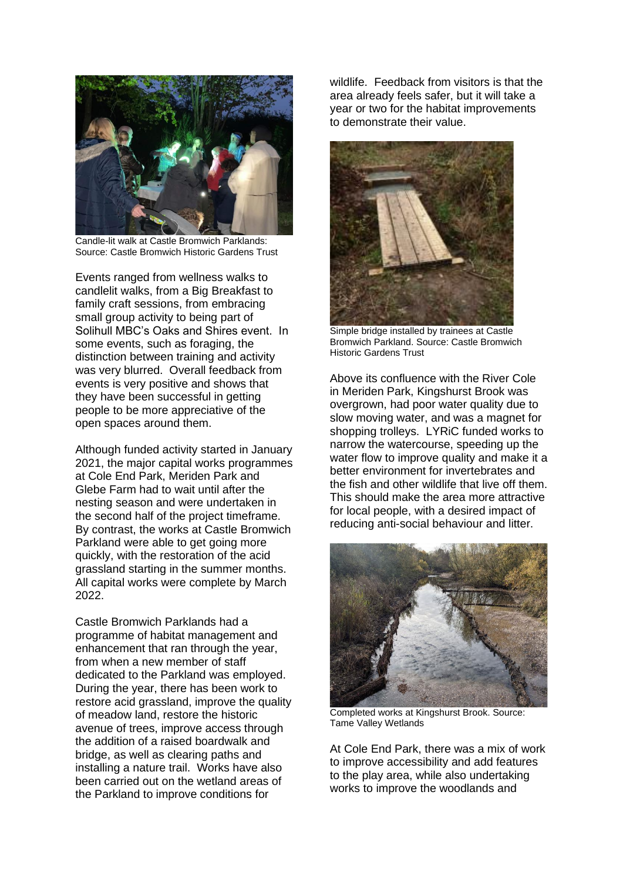Candle-lit walk at Castle Bromwich Parklands: Source: Castle Bromwich Historic Gardens Trust

Events ranged from wellness walks to candlelit walks, from a Big Breakfast to family craft sessions, from embracing small group activity to being part of Solihull MBC's Oaks and Shires event. In some events, such as foraging, the distinction between training and activity was very blurred. Overall feedback from events is very positive and shows that they have been successful in getting people to be more appreciative of the open spaces around them.

Although funded activity started in January 2021, the major capital works programmes at Cole End Park, Meriden Park and Glebe Farm had to wait until after the nesting season and were undertaken in the second half of the project timeframe. By contrast, the works at Castle Bromwich Parkland were able to get going more quickly, with the restoration of the acid grassland starting in the summer months. All capital works were complete by March 2022.

Castle Bromwich Parklands had a programme of habitat management and enhancement that ran through the year, from when a new member of staff dedicated to the Parkland was employed. During the year, there has been work to restore acid grassland, improve the quality of meadow land, restore the historic avenue of trees, improve access through the addition of a raised boardwalk and bridge, as well as clearing paths and installing a nature trail. Works have also been carried out on the wetland areas of the Parkland to improve conditions for wildlife. Feedback from visitors is that the area already feels safer, but it will take a year or two for the habitat improvements to demonstrate their value.

Simple bridge installed by trainees at Castle Bromwich Parkland. Source: Castle Bromwich Historic Gardens Trust

Above its confluence with the River Cole in Meriden Park, Kingshurst Brook was overgrown, had poor water quality due to slow moving water, and was a magnet for shopping trolleys. LYRiC funded works to narrow the watercourse, speeding up the water flow to improve quality and make it a better environment for invertebrates and the fish and other wildlife that live off them. This should make the area more attractive for local people, with a desired impact of reducing anti-social behaviour and litter.

Completed works at Kingshurst Brook. Source: Tame Valley Wetlands

At Cole End Park, there was a mix of work to improve accessibility and add features to the play area, while also undertaking works to improve the woodlands and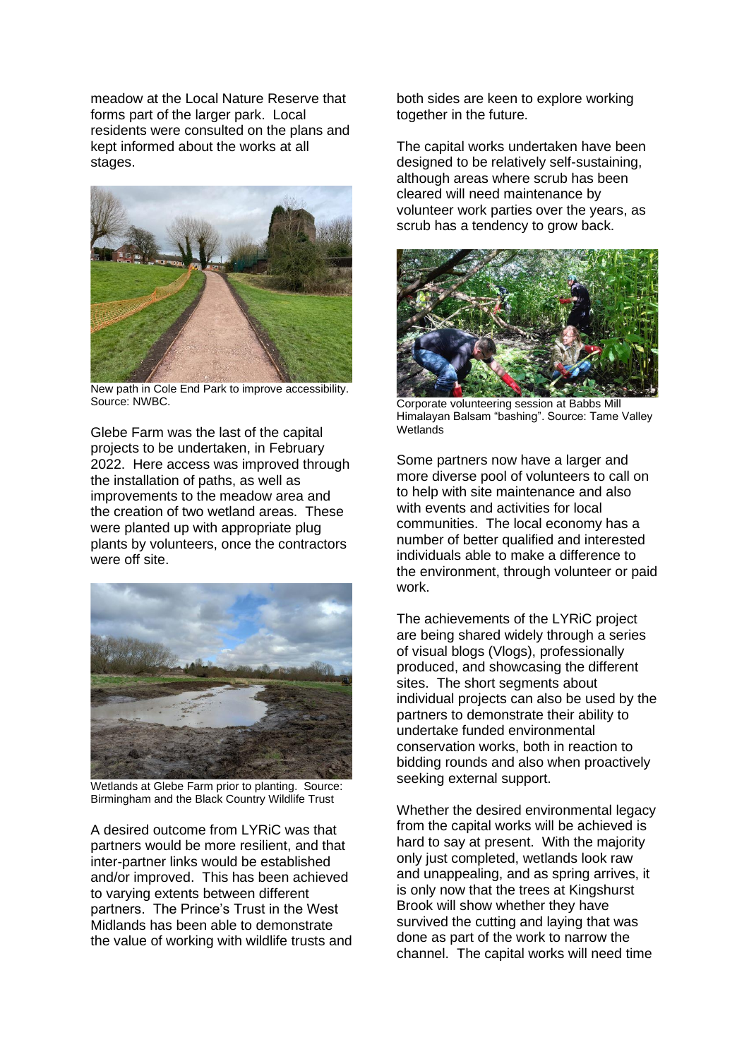meadow at the Local Nature Reserve that forms part of the larger park. Local residents were consulted on the plans and kept informed about the works at all stages.

New path in Cole End Park to improve accessibility. Source: NWBC.

Glebe Farm was the last of the capital projects to be undertaken, in February 2022. Here access was improved through the installation of paths, as well as improvements to the meadow area and the creation of two wetland areas. These were planted up with appropriate plug plants by volunteers, once the contractors were off site.

Wetlands at Glebe Farm prior to planting. Source: Birmingham and the Black Country Wildlife Trust

A desired outcome from LYRiC was that partners would be more resilient, and that inter-partner links would be established and/or improved. This has been achieved to varying extents between different partners. The Prince's Trust in the West Midlands has been able to demonstrate the value of working with wildlife trusts and both sides are keen to explore working together in the future.

The capital works undertaken have been designed to be relatively self-sustaining, although areas where scrub has been cleared will need maintenance by volunteer work parties over the years, as scrub has a tendency to grow back.

Corporate volunteering session at Babbs Mill Himalayan Balsam "bashing". Source: Tame Valley Wetlands

Some partners now have a larger and more diverse pool of volunteers to call on to help with site maintenance and also with events and activities for local communities. The local economy has a number of better qualified and interested individuals able to make a difference to the environment, through volunteer or paid work.

The achievements of the LYRiC project are being shared widely through a series of visual blogs (Vlogs), professionally produced, and showcasing the different sites. The short segments about individual projects can also be used by the partners to demonstrate their ability to undertake funded environmental conservation works, both in reaction to bidding rounds and also when proactively seeking external support.

Whether the desired environmental legacy from the capital works will be achieved is hard to say at present. With the majority only just completed, wetlands look raw and unappealing, and as spring arrives, it is only now that the trees at Kingshurst Brook will show whether they have survived the cutting and laying that was done as part of the work to narrow the channel. The capital works will need time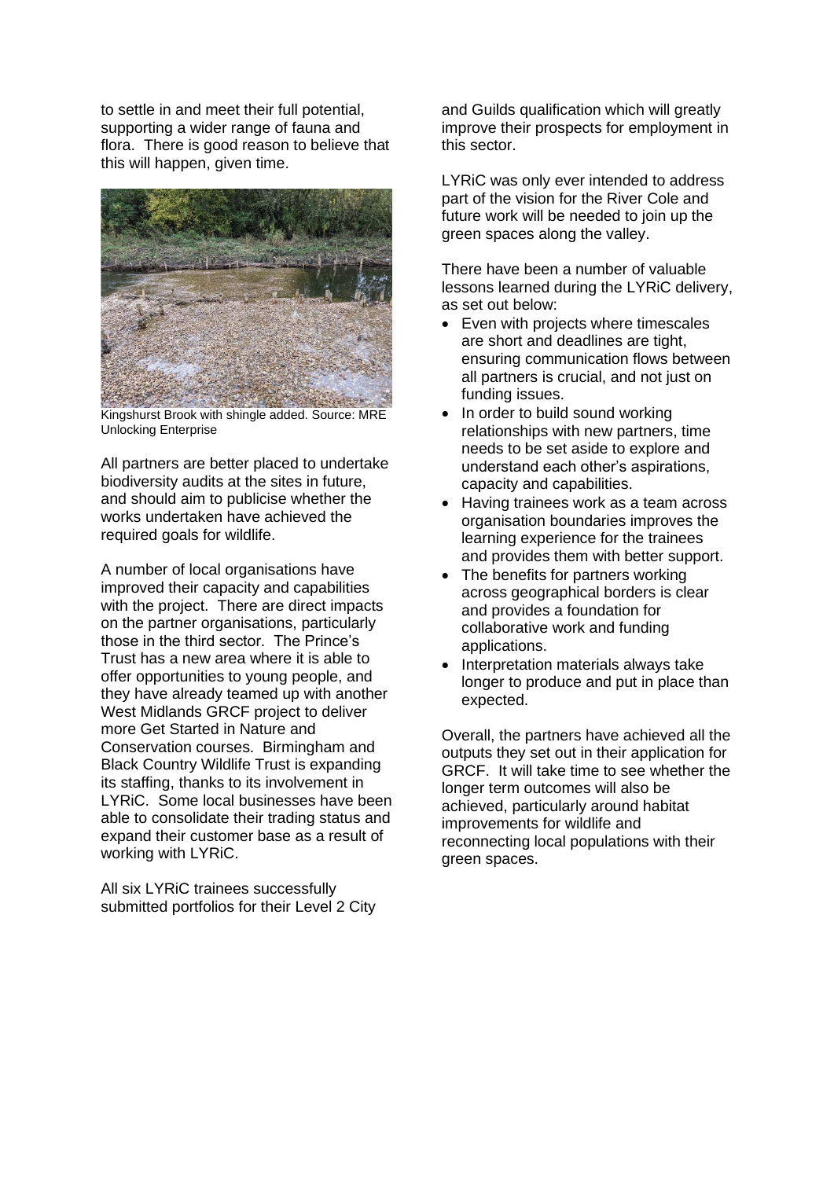to settle in and meet their full potential, supporting a wider range of fauna and flora. There is good reason to believe that this will happen, given time.

Kingshurst Brook with shingle added. Source: MRE Unlocking Enterprise

All partners are better placed to undertake biodiversity audits at the sites in future, and should aim to publicise whether the works undertaken have achieved the required goals for wildlife.

A number of local organisations have improved their capacity and capabilities with the project. There are direct impacts on the partner organisations, particularly those in the third sector. The Prince's Trust has a new area where it is able to offer opportunities to young people, and they have already teamed up with another West Midlands GRCF project to deliver more Get Started in Nature and Conservation courses. Birmingham and Black Country Wildlife Trust is expanding its staffing, thanks to its involvement in LYRiC. Some local businesses have been able to consolidate their trading status and expand their customer base as a result of working with LYRiC.

All six LYRiC trainees successfully submitted portfolios for their Level 2 City and Guilds qualification which will greatly improve their prospects for employment in this sector.

LYRiC was only ever intended to address part of the vision for the River Cole and future work will be needed to join up the green spaces along the valley.

There have been a number of valuable lessons learned during the LYRiC delivery, as set out below:

- Even with projects where timescales are short and deadlines are tight, ensuring communication flows between all partners is crucial, and not just on funding issues.
- In order to build sound working relationships with new partners, time needs to be set aside to explore and understand each other's aspirations, capacity and capabilities.
- Having trainees work as a team across organisation boundaries improves the learning experience for the trainees and provides them with better support.
- The benefits for partners working across geographical borders is clear and provides a foundation for collaborative work and funding applications.
- Interpretation materials always take longer to produce and put in place than expected.

Overall, the partners have achieved all the outputs they set out in their application for GRCF. It will take time to see whether the longer term outcomes will also be achieved, particularly around habitat improvements for wildlife and reconnecting local populations with their green spaces.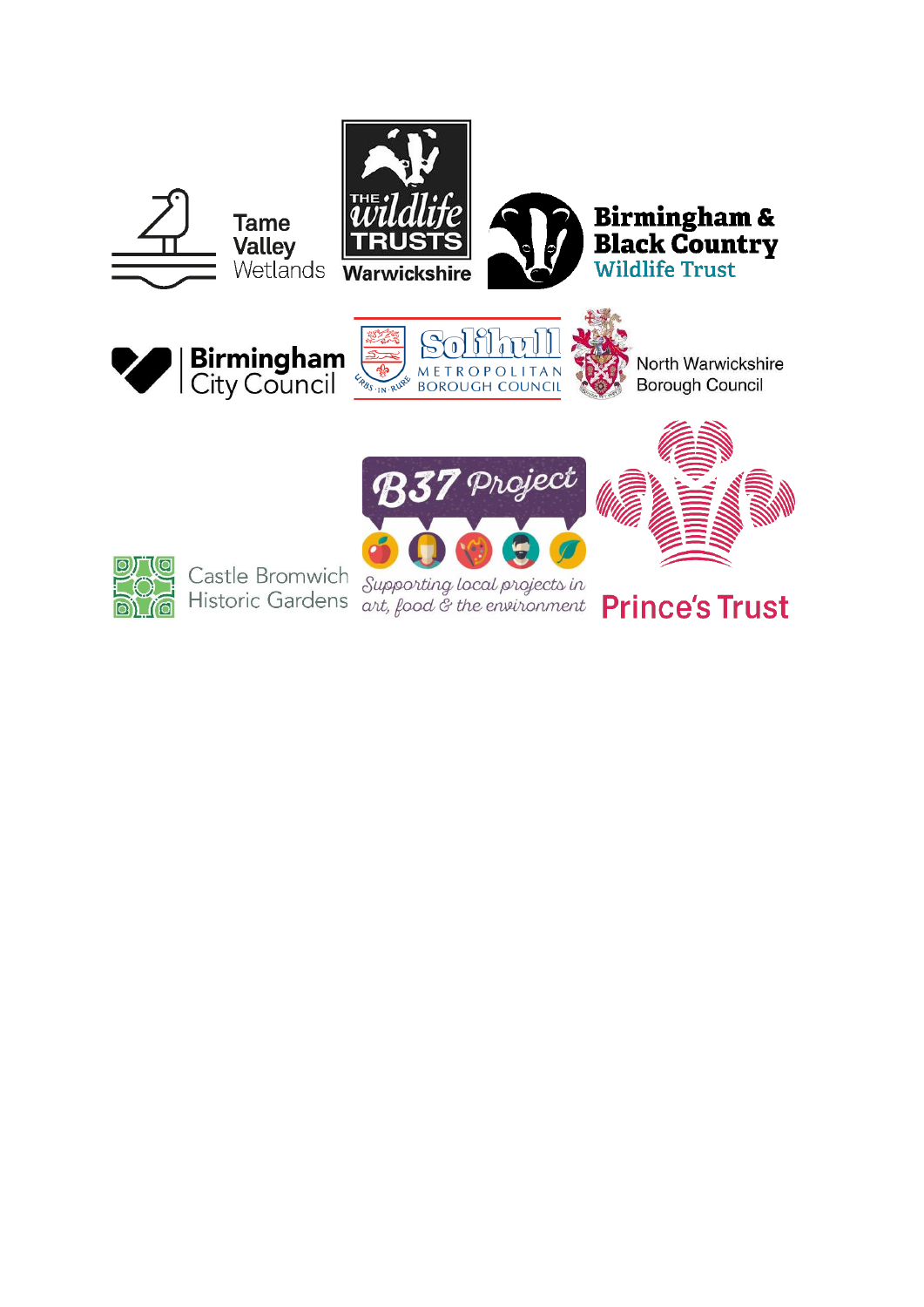Tame Valley Wetlands

THE wildlife TRUSTS Warwickshire

Birmingham & Black Country Wildlife Trust

Birmingham City Council

Solihull METROPOLITAN BOROUGH COUNCIL

URBS IN RURE

North Warwickshire Borough Council

Castle Bromwich Historic Gardens

B37 Project

Supporting local projects in art, food & the environment

Prince's Trust